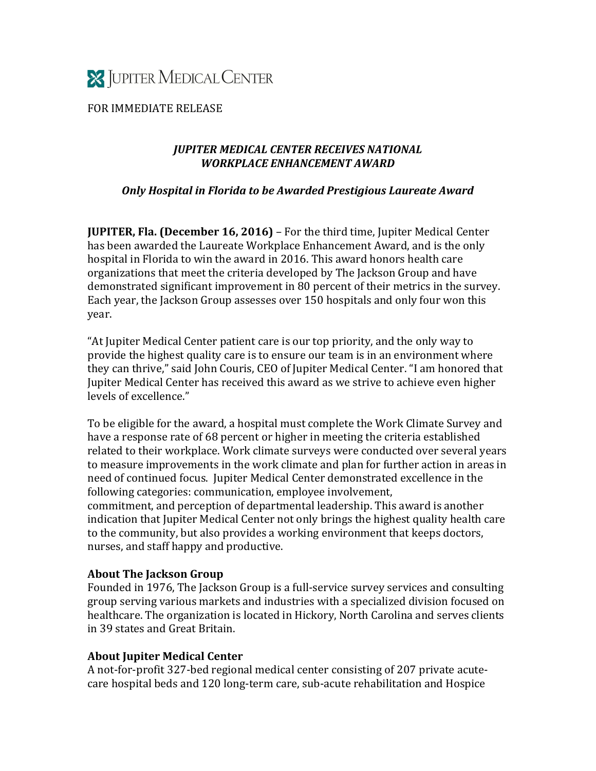JUPITER MEDICAL CENTER

FOR IMMEDIATE RELEASE

## *JUPITER MEDICAL CENTER RECEIVES NATIONAL WORKPLACE ENHANCEMENT AWARD*

### *Only Hospital in Florida to be Awarded Prestigious Laureate Award*

**JUPITER, Fla. (December 16, 2016)** – For the third time, Jupiter Medical Center has been awarded the Laureate Workplace Enhancement Award, and is the only hospital in Florida to win the award in 2016. This award honors health care organizations that meet the criteria developed by The Jackson Group and have demonstrated significant improvement in 80 percent of their metrics in the survey. Each year, the Jackson Group assesses over 150 hospitals and only four won this year.

"At Jupiter Medical Center patient care is our top priority, and the only way to provide the highest quality care is to ensure our team is in an environment where they can thrive," said John Couris, CEO of Jupiter Medical Center. "I am honored that Jupiter Medical Center has received this award as we strive to achieve even higher levels of excellence."

To be eligible for the award, a hospital must complete the Work Climate Survey and have a response rate of 68 percent or higher in meeting the criteria established related to their workplace. Work climate surveys were conducted over several years to measure improvements in the work climate and plan for further action in areas in need of continued focus. Jupiter Medical Center demonstrated excellence in the following categories: communication, employee involvement, commitment, and perception of departmental leadership. This award is another indication that Jupiter Medical Center not only brings the highest quality health care to the community, but also provides a working environment that keeps doctors, nurses, and staff happy and productive.

**About The Jackson Group**

Founded in 1976, The Jackson Group is a full-service survey services and consulting group serving various markets and industries with a specialized division focused on healthcare. The organization is located in Hickory, North Carolina and serves clients in 39 states and Great Britain.

**About Jupiter Medical Center**

A not-for-profit 327-bed regional medical center consisting of 207 private acute-care hospital beds and 120 long-term care, sub-acute rehabilitation and Hospice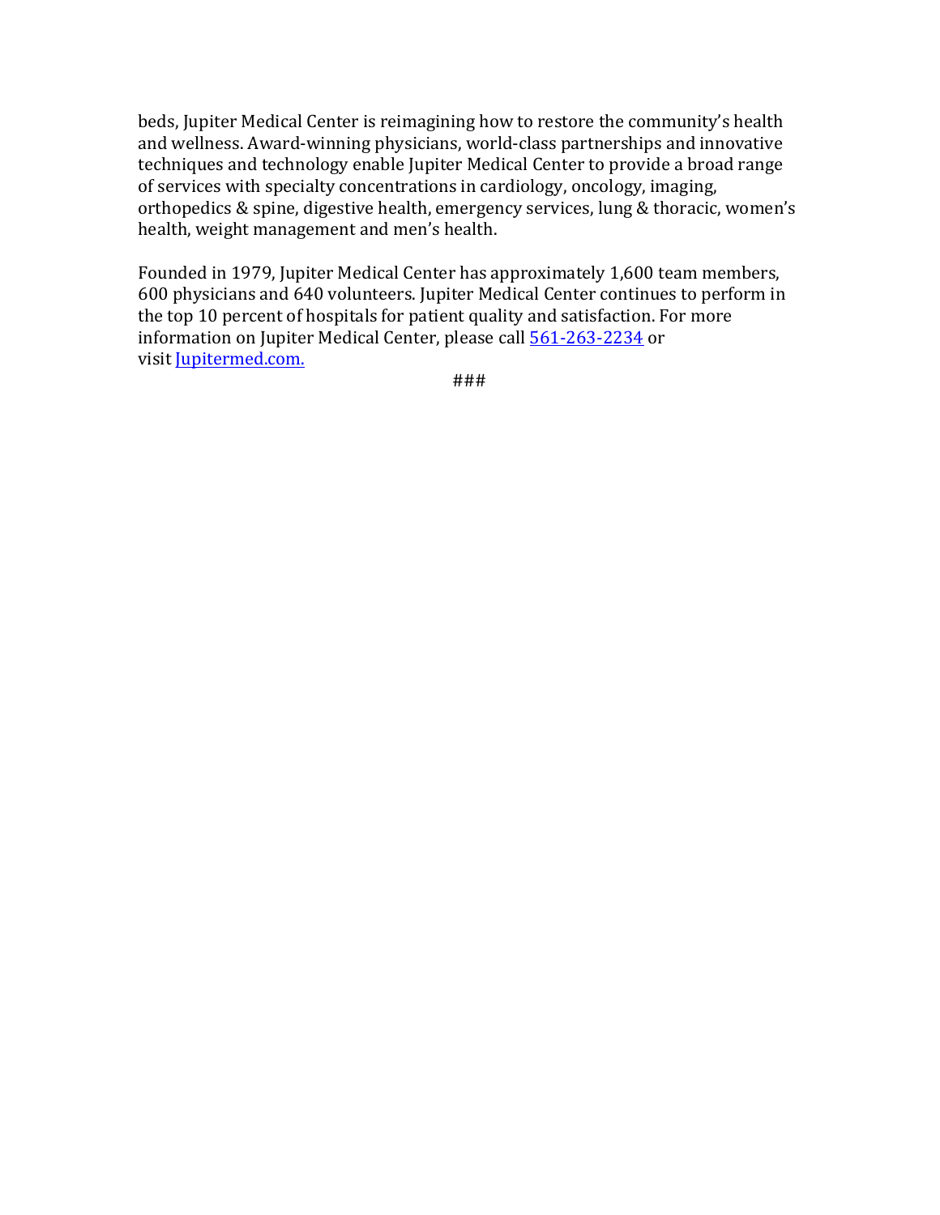beds, Jupiter Medical Center is reimagining how to restore the community's health and wellness. Award-winning physicians, world-class partnerships and innovative techniques and technology enable Jupiter Medical Center to provide a broad range of services with specialty concentrations in cardiology, oncology, imaging, orthopedics & spine, digestive health, emergency services, lung & thoracic, women's health, weight management and men's health.

Founded in 1979, Jupiter Medical Center has approximately 1,600 team members, 600 physicians and 640 volunteers. Jupiter Medical Center continues to perform in the top 10 percent of hospitals for patient quality and satisfaction. For more information on Jupiter Medical Center, please call 561-263-2234 or visit Jupitermed.com.

###